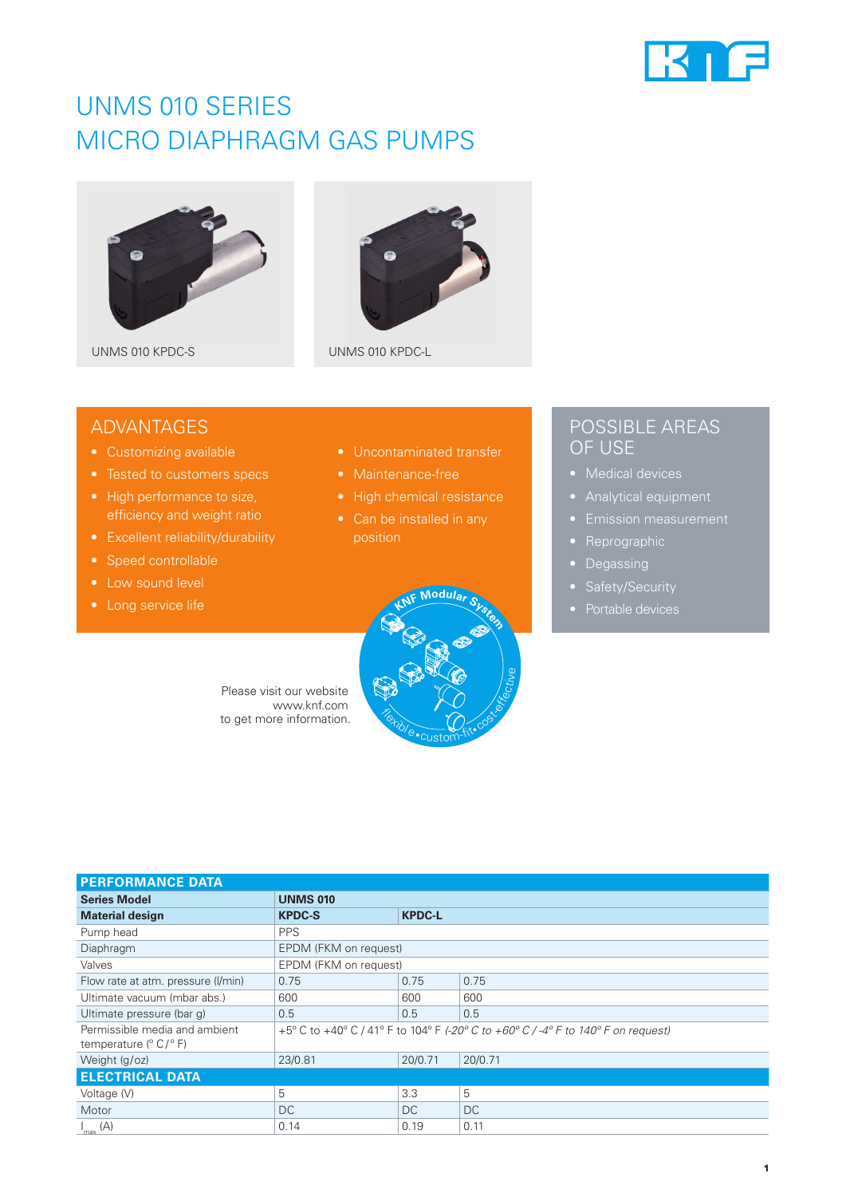# UNMS 010 SERIES
# MICRO DIAPHRAGM GAS PUMPS

UNMS 010 KPDC-S

UNMS 010 KPDC-L

## ADVANTAGES

- Customizing available
- Tested to customers specs
- High performance to size, efficiency and weight ratio
- Excellent reliability/durability
- Speed controllable
- Low sound level
- Long service life
- Uncontaminated transfer
- Maintenance-free
- High chemical resistance
- Can be installed in any position

## POSSIBLE AREAS OF USE

- Medical devices
- Analytical equipment
- Emission measurement
- Reprographic
- Degassing
- Safety/Security
- Portable devices

Please visit our website www.knf.com to get more information.

KNF Modular System – flexible • custom-fit • cost-effective

| PERFORMANCE DATA | | | |
|---|---|---|---|
| **Series Model** | **UNMS 010** | | |
| **Material design** | **KPDC-S** | **KPDC-L** | |
| Pump head | PPS | | |
| Diaphragm | EPDM (FKM on request) | | |
| Valves | EPDM (FKM on request) | | |
| Flow rate at atm. pressure (l/min) | 0.75 | 0.75 | 0.75 |
| Ultimate vacuum (mbar abs.) | 600 | 600 | 600 |
| Ultimate pressure (bar g) | 0.5 | 0.5 | 0.5 |
| Permissible media and ambient temperature (° C / ° F) | +5° C to +40° C / 41° F to 104° F *(-20° C to +60° C / -4° F to 140° F on request)* | | |
| Weight (g/oz) | 23/0.81 | 20/0.71 | 20/0.71 |
| **ELECTRICAL DATA** | | | |
| Voltage (V) | 5 | 3.3 | 5 |
| Motor | DC | DC | DC |
| $I_{max}$ (A) | 0.14 | 0.19 | 0.11 |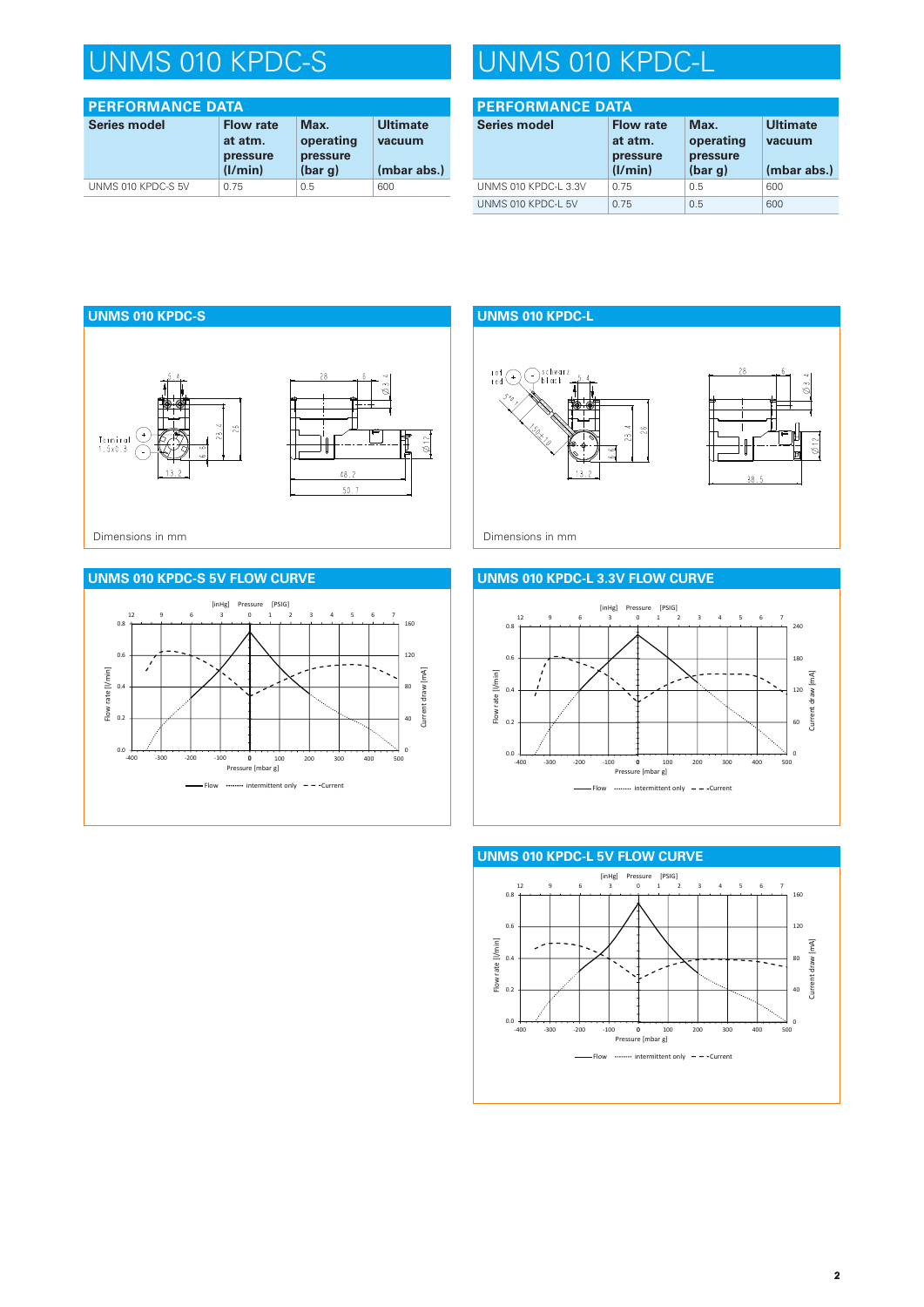# UNMS 010 KPDC-S

## PERFORMANCE DATA

| Series model | Flow rate at atm. pressure (l/min) | Max. operating pressure (bar g) | Ultimate vacuum (mbar abs.) |
|---|---|---|---|
| UNMS 010 KPDC-S 5V | 0.75 | 0.5 | 600 |

# UNMS 010 KPDC-L

## PERFORMANCE DATA

| Series model | Flow rate at atm. pressure (l/min) | Max. operating pressure (bar g) | Ultimate vacuum (mbar abs.) |
|---|---|---|---|
| UNMS 010 KPDC-L 3.3V | 0.75 | 0.5 | 600 |
| UNMS 010 KPDC-L 5V | 0.75 | 0.5 | 600 |

## UNMS 010 KPDC-S

Dimensions in mm

## UNMS 010 KPDC-L

Dimensions in mm

## UNMS 010 KPDC-S 5V FLOW CURVE

## UNMS 010 KPDC-L 3.3V FLOW CURVE

## UNMS 010 KPDC-L 5V FLOW CURVE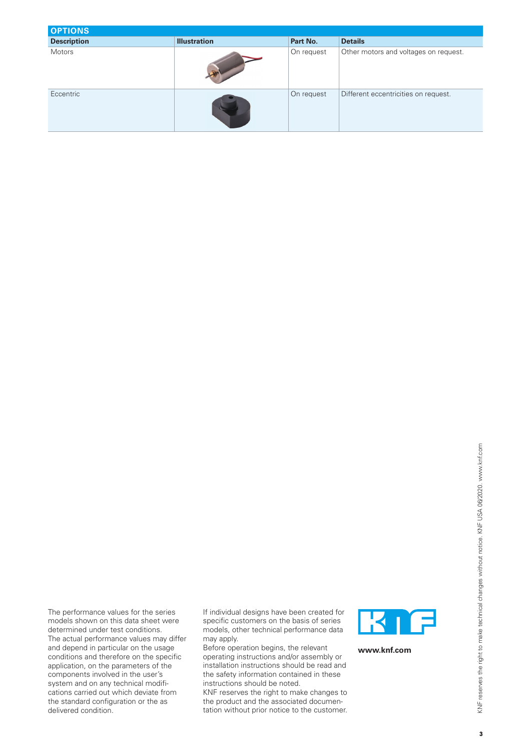## OPTIONS

| Description | Illustration | Part No. | Details |
|---|---|---|---|
| Motors | | On request | Other motors and voltages on request. |
| Eccentric | | On request | Different eccentricities on request. |

The performance values for the series models shown on this data sheet were determined under test conditions. The actual performance values may differ and depend in particular on the usage conditions and therefore on the specific application, on the parameters of the components involved in the user's system and on any technical modifications carried out which deviate from the standard configuration or the as delivered condition.

If individual designs have been created for specific customers on the basis of series models, other technical performance data may apply.
Before operation begins, the relevant operating instructions and/or assembly or installation instructions should be read and the safety information contained in these instructions should be noted.
KNF reserves the right to make changes to the product and the associated documentation without prior notice to the customer.

KNF

**www.knf.com**

KNF reserves the right to make technical changes without notice. KNF USA 06/2020. www.knf.com